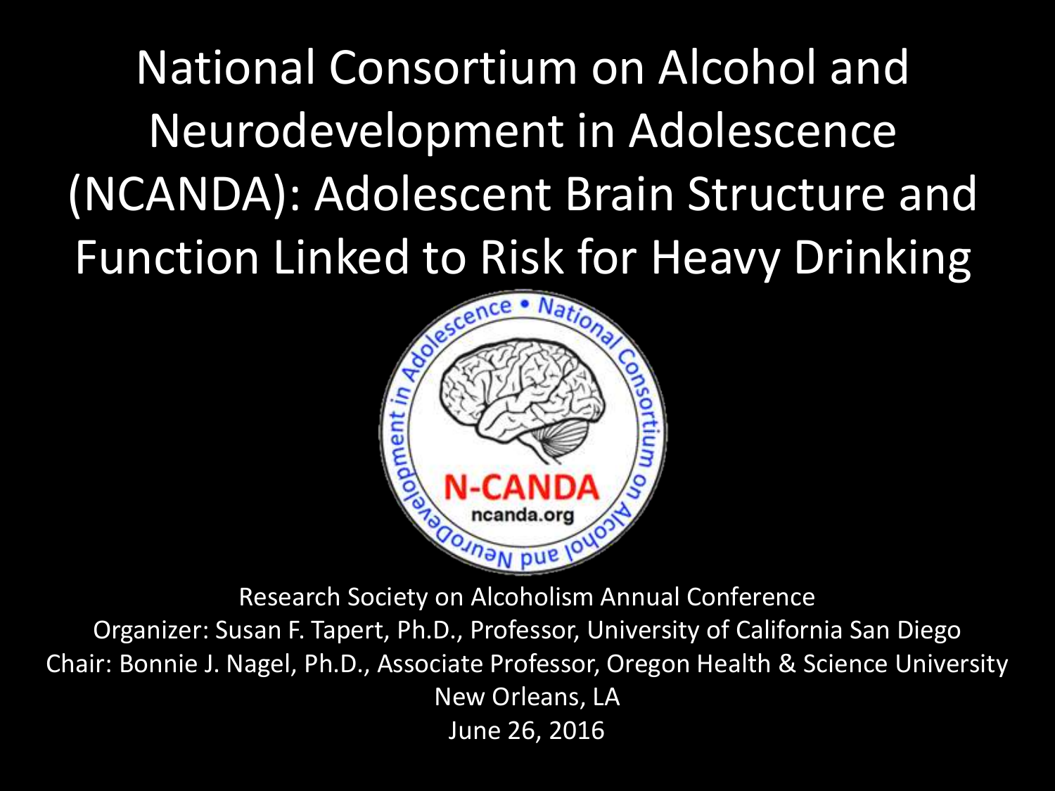# National Consortium on Alcohol and Neurodevelopment in Adolescence (NCANDA): Adolescent Brain Structure and Function Linked to Risk for Heavy Drinking

Research Society on Alcoholism Annual Conference

Organizer: Susan F. Tapert, Ph.D., Professor, University of California San Diego

Chair: Bonnie J. Nagel, Ph.D., Associate Professor, Oregon Health & Science University

New Orleans, LA

June 26, 2016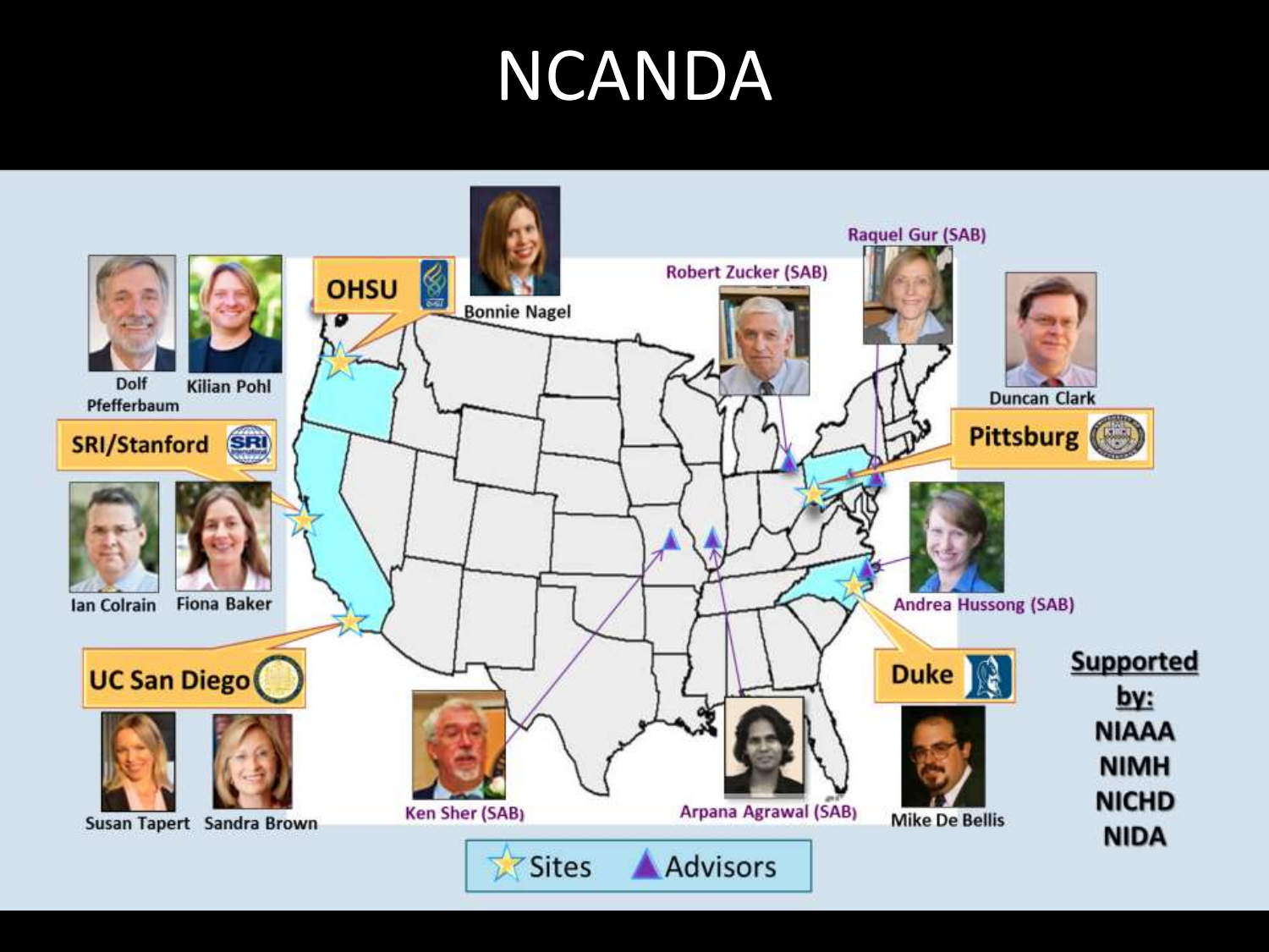# NCANDA

**OHSU**

Bonnie Nagel

Dolf Pfefferbaum

Kilian Pohl

**SRI/Stanford**

Ian Colrain

Fiona Baker

**UC San Diego**

Susan Tapert

Sandra Brown

Ken Sher (SAB)

Robert Zucker (SAB)

Raquel Gur (SAB)

Arpana Agrawal (SAB)

Duncan Clark

**Pittsburg**

Andrea Hussong (SAB)

**Duke**

Mike De Bellis

**Supported by:**

**NIAAA**

**NIMH**

**NICHD**

**NIDA**

Sites Advisors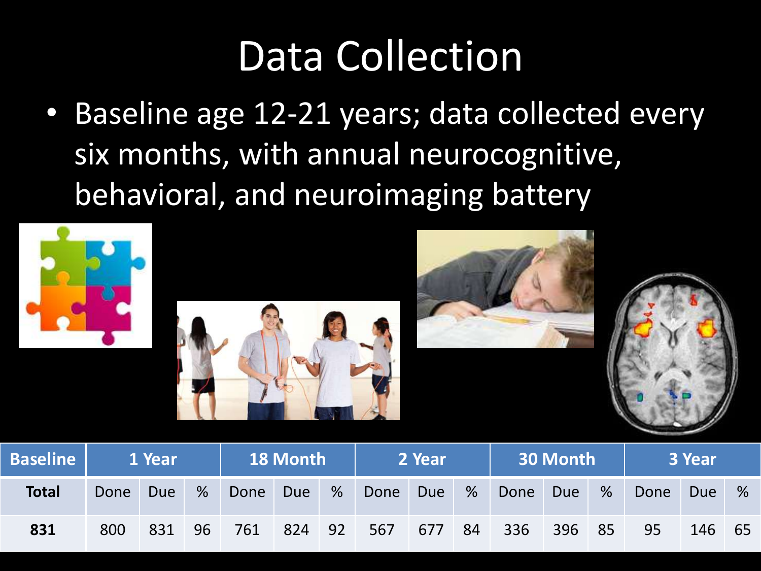# Data Collection

- Baseline age 12-21 years; data collected every six months, with annual neurocognitive, behavioral, and neuroimaging battery

| Baseline | 1 Year | | | 18 Month | | | 2 Year | | | 30 Month | | | 3 Year | | |
|---|---|---|---|---|---|---|---|---|---|---|---|---|---|---|---|
| **Total** | Done | Due | % | Done | Due | % | Done | Due | % | Done | Due | % | Done | Due | % |
| **831** | 800 | 831 | 96 | 761 | 824 | 92 | 567 | 677 | 84 | 336 | 396 | 85 | 95 | 146 | 65 |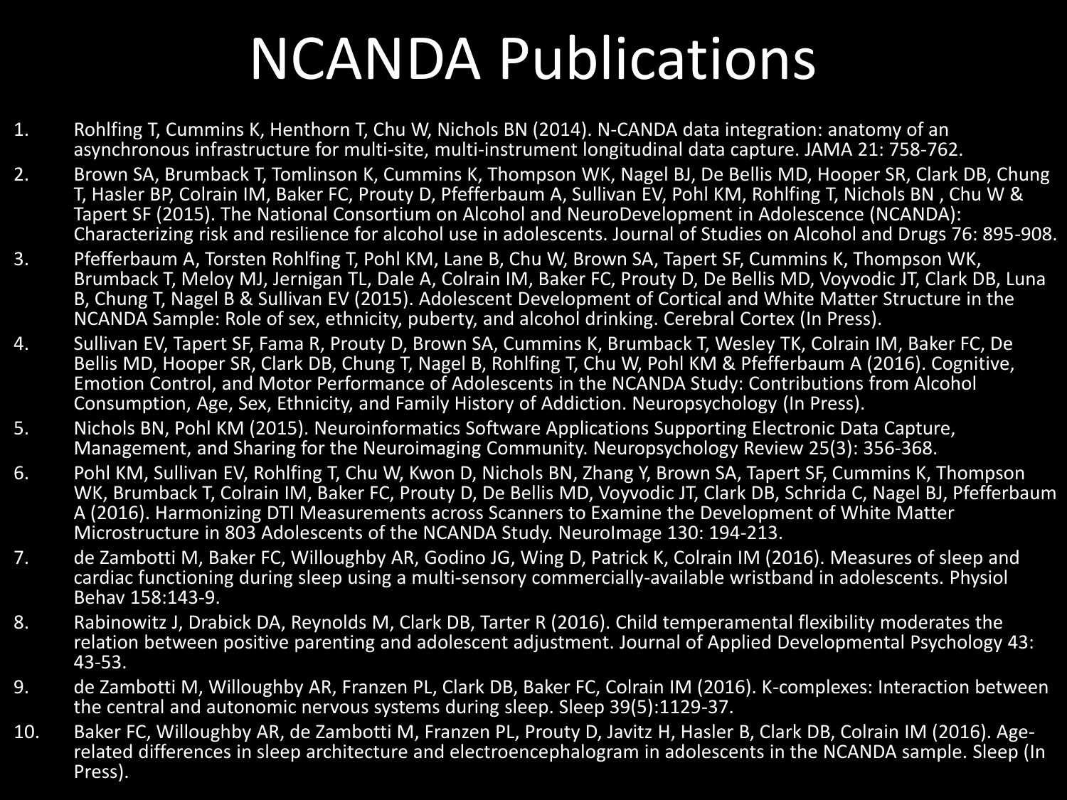# NCANDA Publications

1. Rohlfing T, Cummins K, Henthorn T, Chu W, Nichols BN (2014). N-CANDA data integration: anatomy of an asynchronous infrastructure for multi-site, multi-instrument longitudinal data capture. JAMA 21: 758-762.
2. Brown SA, Brumback T, Tomlinson K, Cummins K, Thompson WK, Nagel BJ, De Bellis MD, Hooper SR, Clark DB, Chung T, Hasler BP, Colrain IM, Baker FC, Prouty D, Pfefferbaum A, Sullivan EV, Pohl KM, Rohlfing T, Nichols BN , Chu W & Tapert SF (2015). The National Consortium on Alcohol and NeuroDevelopment in Adolescence (NCANDA): Characterizing risk and resilience for alcohol use in adolescents. Journal of Studies on Alcohol and Drugs 76: 895-908.
3. Pfefferbaum A, Torsten Rohlfing T, Pohl KM, Lane B, Chu W, Brown SA, Tapert SF, Cummins K, Thompson WK, Brumback T, Meloy MJ, Jernigan TL, Dale A, Colrain IM, Baker FC, Prouty D, De Bellis MD, Voyvodic JT, Clark DB, Luna B, Chung T, Nagel B & Sullivan EV (2015). Adolescent Development of Cortical and White Matter Structure in the NCANDA Sample: Role of sex, ethnicity, puberty, and alcohol drinking. Cerebral Cortex (In Press).
4. Sullivan EV, Tapert SF, Fama R, Prouty D, Brown SA, Cummins K, Brumback T, Wesley TK, Colrain IM, Baker FC, De Bellis MD, Hooper SR, Clark DB, Chung T, Nagel B, Rohlfing T, Chu W, Pohl KM & Pfefferbaum A (2016). Cognitive, Emotion Control, and Motor Performance of Adolescents in the NCANDA Study: Contributions from Alcohol Consumption, Age, Sex, Ethnicity, and Family History of Addiction. Neuropsychology (In Press).
5. Nichols BN, Pohl KM (2015). Neuroinformatics Software Applications Supporting Electronic Data Capture, Management, and Sharing for the Neuroimaging Community. Neuropsychology Review 25(3): 356-368.
6. Pohl KM, Sullivan EV, Rohlfing T, Chu W, Kwon D, Nichols BN, Zhang Y, Brown SA, Tapert SF, Cummins K, Thompson WK, Brumback T, Colrain IM, Baker FC, Prouty D, De Bellis MD, Voyvodic JT, Clark DB, Schrida C, Nagel BJ, Pfefferbaum A (2016). Harmonizing DTI Measurements across Scanners to Examine the Development of White Matter Microstructure in 803 Adolescents of the NCANDA Study. NeuroImage 130: 194-213.
7. de Zambotti M, Baker FC, Willoughby AR, Godino JG, Wing D, Patrick K, Colrain IM (2016). Measures of sleep and cardiac functioning during sleep using a multi-sensory commercially-available wristband in adolescents. Physiol Behav 158:143-9.
8. Rabinowitz J, Drabick DA, Reynolds M, Clark DB, Tarter R (2016). Child temperamental flexibility moderates the relation between positive parenting and adolescent adjustment. Journal of Applied Developmental Psychology 43: 43-53.
9. de Zambotti M, Willoughby AR, Franzen PL, Clark DB, Baker FC, Colrain IM (2016). K-complexes: Interaction between the central and autonomic nervous systems during sleep. Sleep 39(5):1129-37.
10. Baker FC, Willoughby AR, de Zambotti M, Franzen PL, Prouty D, Javitz H, Hasler B, Clark DB, Colrain IM (2016). Age-related differences in sleep architecture and electroencephalogram in adolescents in the NCANDA sample. Sleep (In Press).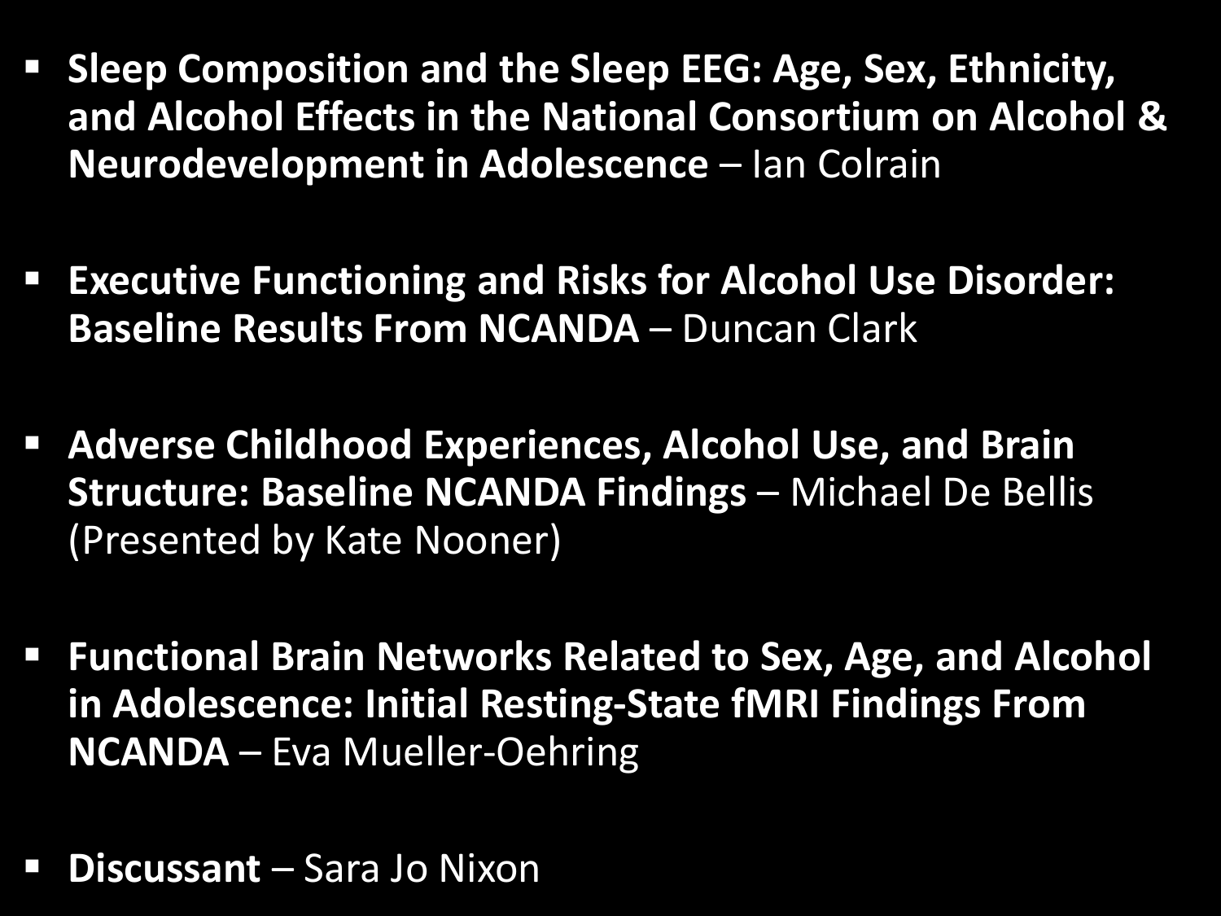- **Sleep Composition and the Sleep EEG: Age, Sex, Ethnicity, and Alcohol Effects in the National Consortium on Alcohol & Neurodevelopment in Adolescence** – Ian Colrain

- **Executive Functioning and Risks for Alcohol Use Disorder: Baseline Results From NCANDA** – Duncan Clark

- **Adverse Childhood Experiences, Alcohol Use, and Brain Structure: Baseline NCANDA Findings** – Michael De Bellis (Presented by Kate Nooner)

- **Functional Brain Networks Related to Sex, Age, and Alcohol in Adolescence: Initial Resting-State fMRI Findings From NCANDA** – Eva Mueller-Oehring

- **Discussant** – Sara Jo Nixon